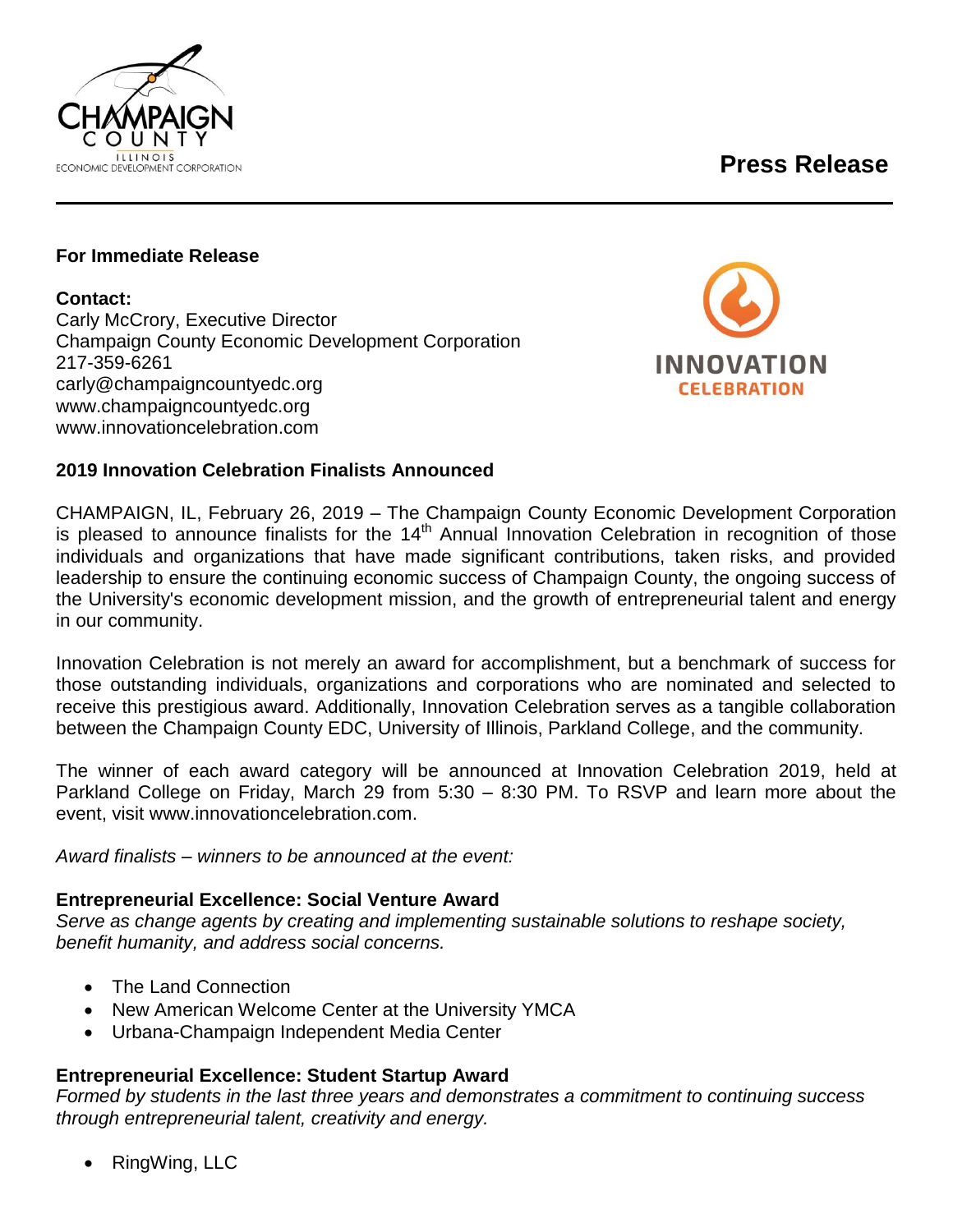**Press Release**

**For Immediate Release**

**Contact:**
Carly McCrory, Executive Director
Champaign County Economic Development Corporation
217-359-6261
carly@champaigncountyedc.org
www.champaigncountyedc.org
www.innovationcelebration.com

**2019 Innovation Celebration Finalists Announced**

CHAMPAIGN, IL, February 26, 2019 – The Champaign County Economic Development Corporation is pleased to announce finalists for the 14th Annual Innovation Celebration in recognition of those individuals and organizations that have made significant contributions, taken risks, and provided leadership to ensure the continuing economic success of Champaign County, the ongoing success of the University's economic development mission, and the growth of entrepreneurial talent and energy in our community.

Innovation Celebration is not merely an award for accomplishment, but a benchmark of success for those outstanding individuals, organizations and corporations who are nominated and selected to receive this prestigious award. Additionally, Innovation Celebration serves as a tangible collaboration between the Champaign County EDC, University of Illinois, Parkland College, and the community.

The winner of each award category will be announced at Innovation Celebration 2019, held at Parkland College on Friday, March 29 from 5:30 – 8:30 PM. To RSVP and learn more about the event, visit www.innovationcelebration.com.

*Award finalists – winners to be announced at the event:*

**Entrepreneurial Excellence: Social Venture Award**
*Serve as change agents by creating and implementing sustainable solutions to reshape society, benefit humanity, and address social concerns.*

- The Land Connection
- New American Welcome Center at the University YMCA
- Urbana-Champaign Independent Media Center

**Entrepreneurial Excellence: Student Startup Award**
*Formed by students in the last three years and demonstrates a commitment to continuing success through entrepreneurial talent, creativity and energy.*

- RingWing, LLC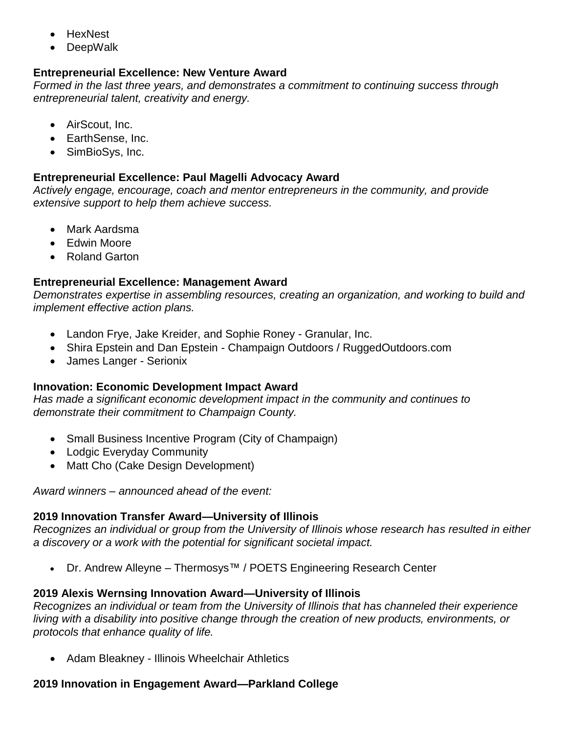- HexNest
- DeepWalk

**Entrepreneurial Excellence: New Venture Award**
*Formed in the last three years, and demonstrates a commitment to continuing success through entrepreneurial talent, creativity and energy.*

- AirScout, Inc.
- EarthSense, Inc.
- SimBioSys, Inc.

**Entrepreneurial Excellence: Paul Magelli Advocacy Award**
*Actively engage, encourage, coach and mentor entrepreneurs in the community, and provide extensive support to help them achieve success.*

- Mark Aardsma
- Edwin Moore
- Roland Garton

**Entrepreneurial Excellence: Management Award**
*Demonstrates expertise in assembling resources, creating an organization, and working to build and implement effective action plans.*

- Landon Frye, Jake Kreider, and Sophie Roney - Granular, Inc.
- Shira Epstein and Dan Epstein - Champaign Outdoors / RuggedOutdoors.com
- James Langer - Serionix

**Innovation: Economic Development Impact Award**
*Has made a significant economic development impact in the community and continues to demonstrate their commitment to Champaign County.*

- Small Business Incentive Program (City of Champaign)
- Lodgic Everyday Community
- Matt Cho (Cake Design Development)

*Award winners – announced ahead of the event:*

**2019 Innovation Transfer Award—University of Illinois**
*Recognizes an individual or group from the University of Illinois whose research has resulted in either a discovery or a work with the potential for significant societal impact.*

- Dr. Andrew Alleyne – Thermosys™ / POETS Engineering Research Center

**2019 Alexis Wernsing Innovation Award—University of Illinois**
*Recognizes an individual or team from the University of Illinois that has channeled their experience living with a disability into positive change through the creation of new products, environments, or protocols that enhance quality of life.*

- Adam Bleakney - Illinois Wheelchair Athletics

**2019 Innovation in Engagement Award—Parkland College**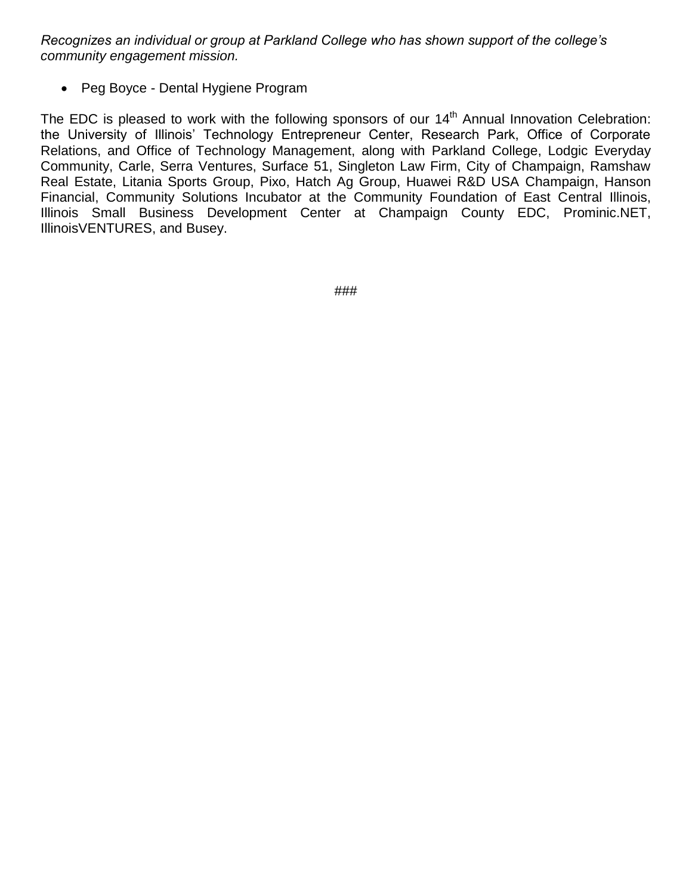*Recognizes an individual or group at Parkland College who has shown support of the college's community engagement mission.*

- Peg Boyce - Dental Hygiene Program

The EDC is pleased to work with the following sponsors of our 14th Annual Innovation Celebration: the University of Illinois' Technology Entrepreneur Center, Research Park, Office of Corporate Relations, and Office of Technology Management, along with Parkland College, Lodgic Everyday Community, Carle, Serra Ventures, Surface 51, Singleton Law Firm, City of Champaign, Ramshaw Real Estate, Litania Sports Group, Pixo, Hatch Ag Group, Huawei R&D USA Champaign, Hanson Financial, Community Solutions Incubator at the Community Foundation of East Central Illinois, Illinois Small Business Development Center at Champaign County EDC, Prominic.NET, IllinoisVENTURES, and Busey.

###